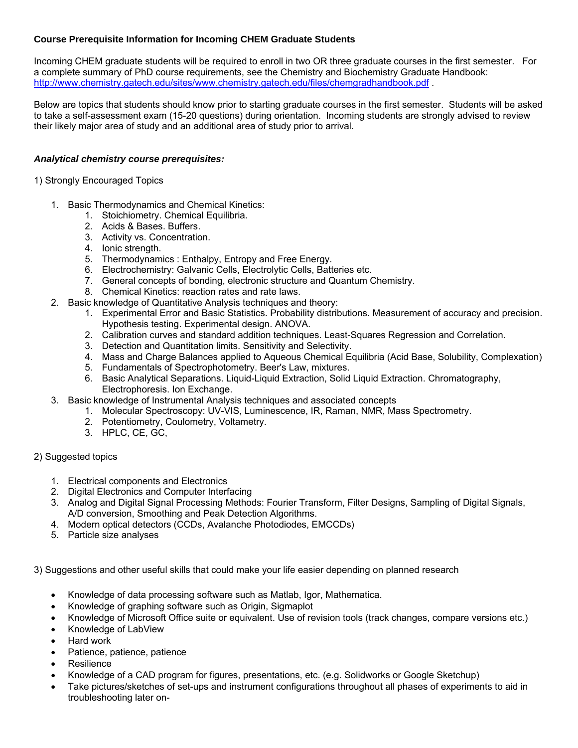**Course Prerequisite Information for Incoming CHEM Graduate Students**

Incoming CHEM graduate students will be required to enroll in two OR three graduate courses in the first semester. For a complete summary of PhD course requirements, see the Chemistry and Biochemistry Graduate Handbook: http://www.chemistry.gatech.edu/sites/www.chemistry.gatech.edu/files/chemgradhandbook.pdf .

Below are topics that students should know prior to starting graduate courses in the first semester. Students will be asked to take a self-assessment exam (15-20 questions) during orientation. Incoming students are strongly advised to review their likely major area of study and an additional area of study prior to arrival.

***Analytical chemistry course prerequisites:***

1) Strongly Encouraged Topics

1. Basic Thermodynamics and Chemical Kinetics:
    1. Stoichiometry. Chemical Equilibria.
    2. Acids & Bases. Buffers.
    3. Activity vs. Concentration.
    4. Ionic strength.
    5. Thermodynamics : Enthalpy, Entropy and Free Energy.
    6. Electrochemistry: Galvanic Cells, Electrolytic Cells, Batteries etc.
    7. General concepts of bonding, electronic structure and Quantum Chemistry.
    8. Chemical Kinetics: reaction rates and rate laws.
2. Basic knowledge of Quantitative Analysis techniques and theory:
    1. Experimental Error and Basic Statistics. Probability distributions. Measurement of accuracy and precision. Hypothesis testing. Experimental design. ANOVA.
    2. Calibration curves and standard addition techniques. Least-Squares Regression and Correlation.
    3. Detection and Quantitation limits. Sensitivity and Selectivity.
    4. Mass and Charge Balances applied to Aqueous Chemical Equilibria (Acid Base, Solubility, Complexation)
    5. Fundamentals of Spectrophotometry. Beer's Law, mixtures.
    6. Basic Analytical Separations. Liquid-Liquid Extraction, Solid Liquid Extraction. Chromatography, Electrophoresis. Ion Exchange.
3. Basic knowledge of Instrumental Analysis techniques and associated concepts
    1. Molecular Spectroscopy: UV-VIS, Luminescence, IR, Raman, NMR, Mass Spectrometry.
    2. Potentiometry, Coulometry, Voltametry.
    3. HPLC, CE, GC,

2) Suggested topics

1. Electrical components and Electronics
2. Digital Electronics and Computer Interfacing
3. Analog and Digital Signal Processing Methods: Fourier Transform, Filter Designs, Sampling of Digital Signals, A/D conversion, Smoothing and Peak Detection Algorithms.
4. Modern optical detectors (CCDs, Avalanche Photodiodes, EMCCDs)
5. Particle size analyses

3) Suggestions and other useful skills that could make your life easier depending on planned research

- Knowledge of data processing software such as Matlab, Igor, Mathematica.
- Knowledge of graphing software such as Origin, Sigmaplot
- Knowledge of Microsoft Office suite or equivalent. Use of revision tools (track changes, compare versions etc.)
- Knowledge of LabView
- Hard work
- Patience, patience, patience
- Resilience
- Knowledge of a CAD program for figures, presentations, etc. (e.g. Solidworks or Google Sketchup)
- Take pictures/sketches of set-ups and instrument configurations throughout all phases of experiments to aid in troubleshooting later on-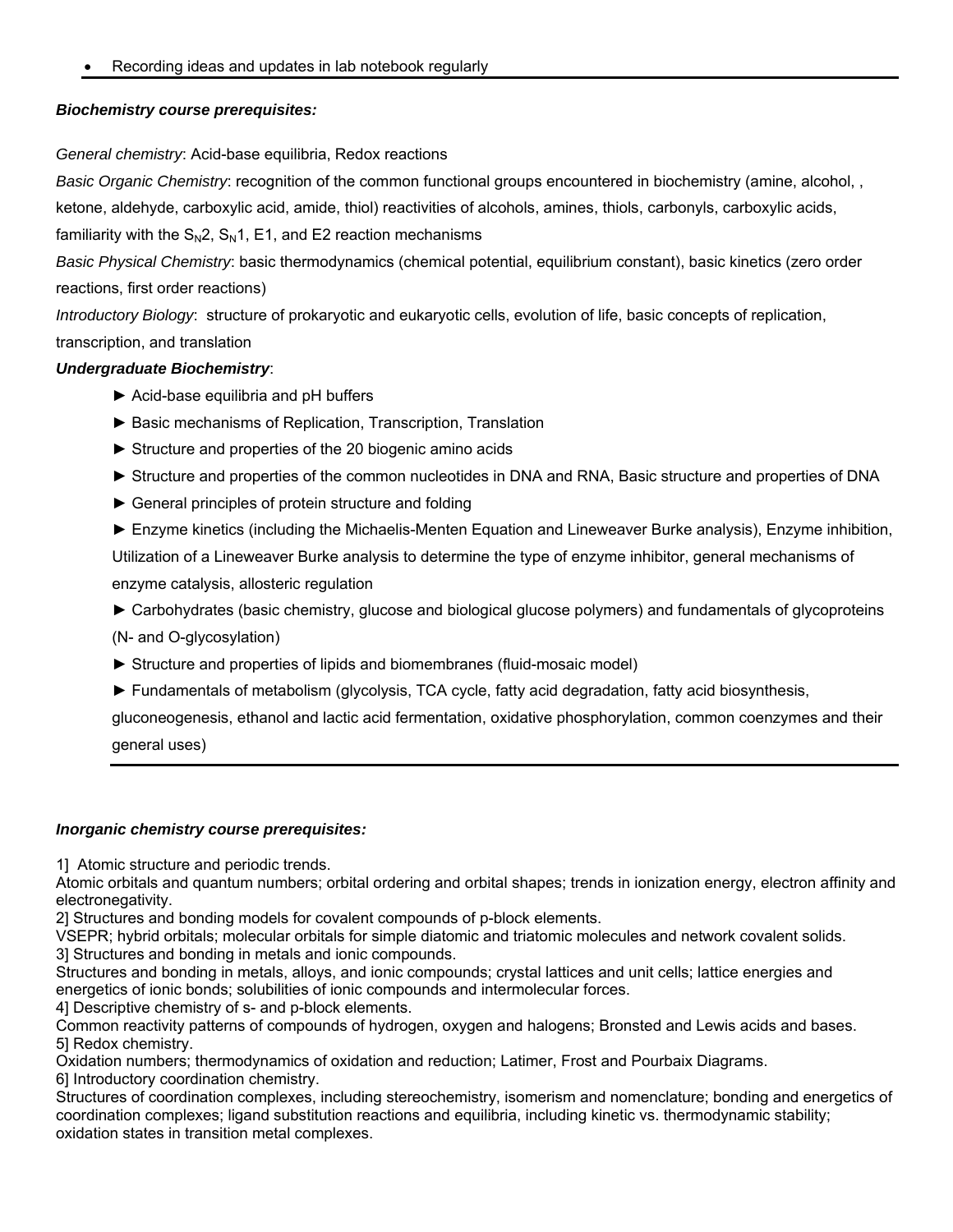- Recording ideas and updates in lab notebook regularly

---

### *Biochemistry course prerequisites:*

*General chemistry*: Acid-base equilibria, Redox reactions

*Basic Organic Chemistry*: recognition of the common functional groups encountered in biochemistry (amine, alcohol, , ketone, aldehyde, carboxylic acid, amide, thiol) reactivities of alcohols, amines, thiols, carbonyls, carboxylic acids, familiarity with the $S_N2$, $S_N1$, E1, and E2 reaction mechanisms

*Basic Physical Chemistry*: basic thermodynamics (chemical potential, equilibrium constant), basic kinetics (zero order reactions, first order reactions)

*Introductory Biology*: structure of prokaryotic and eukaryotic cells, evolution of life, basic concepts of replication, transcription, and translation

***Undergraduate Biochemistry***:

- ► Acid-base equilibria and pH buffers
- ► Basic mechanisms of Replication, Transcription, Translation
- ► Structure and properties of the 20 biogenic amino acids
- ► Structure and properties of the common nucleotides in DNA and RNA, Basic structure and properties of DNA
- ► General principles of protein structure and folding
- ► Enzyme kinetics (including the Michaelis-Menten Equation and Lineweaver Burke analysis), Enzyme inhibition, Utilization of a Lineweaver Burke analysis to determine the type of enzyme inhibitor, general mechanisms of enzyme catalysis, allosteric regulation
- ► Carbohydrates (basic chemistry, glucose and biological glucose polymers) and fundamentals of glycoproteins (N- and O-glycosylation)
- ► Structure and properties of lipids and biomembranes (fluid-mosaic model)
- ► Fundamentals of metabolism (glycolysis, TCA cycle, fatty acid degradation, fatty acid biosynthesis, gluconeogenesis, ethanol and lactic acid fermentation, oxidative phosphorylation, common coenzymes and their general uses)

---

### *Inorganic chemistry course prerequisites:*

1] Atomic structure and periodic trends.
Atomic orbitals and quantum numbers; orbital ordering and orbital shapes; trends in ionization energy, electron affinity and electronegativity.

2] Structures and bonding models for covalent compounds of p-block elements.
VSEPR; hybrid orbitals; molecular orbitals for simple diatomic and triatomic molecules and network covalent solids.

3] Structures and bonding in metals and ionic compounds.
Structures and bonding in metals, alloys, and ionic compounds; crystal lattices and unit cells; lattice energies and energetics of ionic bonds; solubilities of ionic compounds and intermolecular forces.

4] Descriptive chemistry of s- and p-block elements.
Common reactivity patterns of compounds of hydrogen, oxygen and halogens; Bronsted and Lewis acids and bases.

5] Redox chemistry.
Oxidation numbers; thermodynamics of oxidation and reduction; Latimer, Frost and Pourbaix Diagrams.

6] Introductory coordination chemistry.
Structures of coordination complexes, including stereochemistry, isomerism and nomenclature; bonding and energetics of coordination complexes; ligand substitution reactions and equilibria, including kinetic vs. thermodynamic stability; oxidation states in transition metal complexes.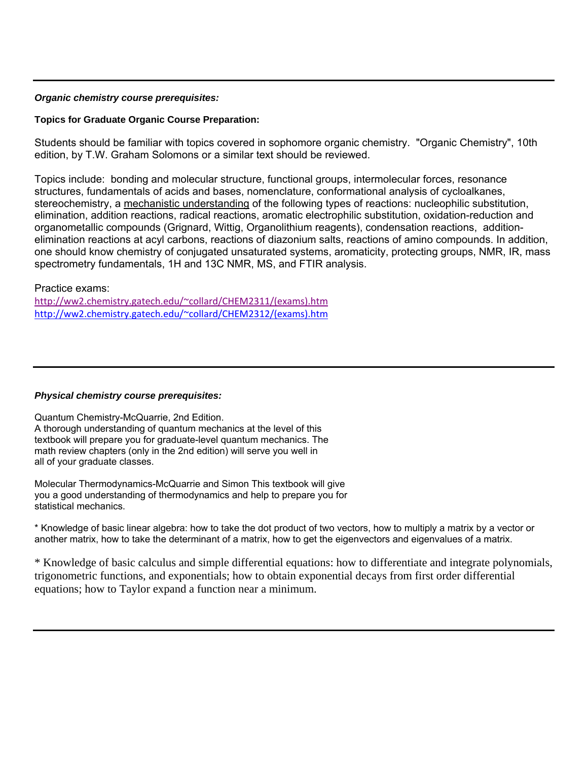***Organic chemistry course prerequisites:***

**Topics for Graduate Organic Course Preparation:**

Students should be familiar with topics covered in sophomore organic chemistry. "Organic Chemistry", 10th edition, by T.W. Graham Solomons or a similar text should be reviewed.

Topics include: bonding and molecular structure, functional groups, intermolecular forces, resonance structures, fundamentals of acids and bases, nomenclature, conformational analysis of cycloalkanes, stereochemistry, a <u>mechanistic understanding</u> of the following types of reactions: nucleophilic substitution, elimination, addition reactions, radical reactions, aromatic electrophilic substitution, oxidation-reduction and organometallic compounds (Grignard, Wittig, Organolithium reagents), condensation reactions, addition-elimination reactions at acyl carbons, reactions of diazonium salts, reactions of amino compounds. In addition, one should know chemistry of conjugated unsaturated systems, aromaticity, protecting groups, NMR, IR, mass spectrometry fundamentals, 1H and 13C NMR, MS, and FTIR analysis.

Practice exams:
http://ww2.chemistry.gatech.edu/~collard/CHEM2311/(exams).htm
http://ww2.chemistry.gatech.edu/~collard/CHEM2312/(exams).htm

---

***Physical chemistry course prerequisites:***

Quantum Chemistry-McQuarrie, 2nd Edition.
A thorough understanding of quantum mechanics at the level of this textbook will prepare you for graduate-level quantum mechanics. The math review chapters (only in the 2nd edition) will serve you well in all of your graduate classes.

Molecular Thermodynamics-McQuarrie and Simon This textbook will give you a good understanding of thermodynamics and help to prepare you for statistical mechanics.

* Knowledge of basic linear algebra: how to take the dot product of two vectors, how to multiply a matrix by a vector or another matrix, how to take the determinant of a matrix, how to get the eigenvectors and eigenvalues of a matrix.

* Knowledge of basic calculus and simple differential equations: how to differentiate and integrate polynomials, trigonometric functions, and exponentials; how to obtain exponential decays from first order differential equations; how to Taylor expand a function near a minimum.